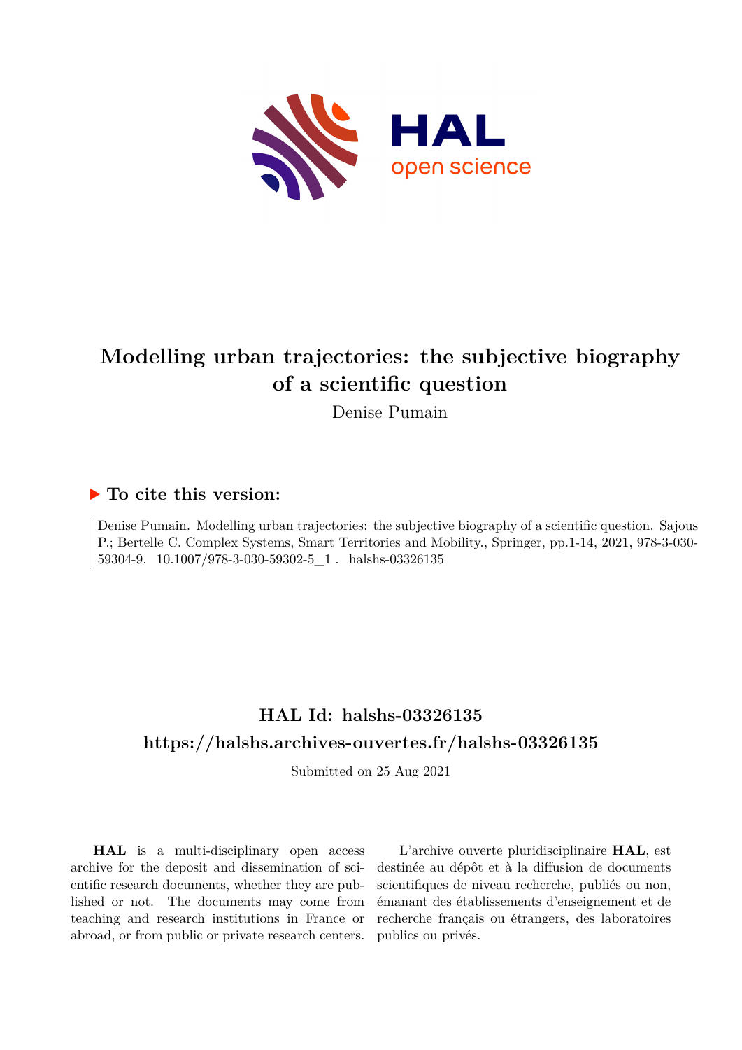# Modelling urban trajectories: the subjective biography of a scientific question

Denise Pumain

## ▶ To cite this version:

Denise Pumain. Modelling urban trajectories: the subjective biography of a scientific question. Sajous P.; Bertelle C. Complex Systems, Smart Territories and Mobility., Springer, pp.1-14, 2021, 978-3-030-59304-9. 10.1007/978-3-030-59302-5_1 . halshs-03326135

## HAL Id: halshs-03326135

## https://halshs.archives-ouvertes.fr/halshs-03326135

Submitted on 25 Aug 2021

**HAL** is a multi-disciplinary open access archive for the deposit and dissemination of scientific research documents, whether they are published or not. The documents may come from teaching and research institutions in France or abroad, or from public or private research centers.

L'archive ouverte pluridisciplinaire **HAL**, est destinée au dépôt et à la diffusion de documents scientifiques de niveau recherche, publiés ou non, émanant des établissements d'enseignement et de recherche français ou étrangers, des laboratoires publics ou privés.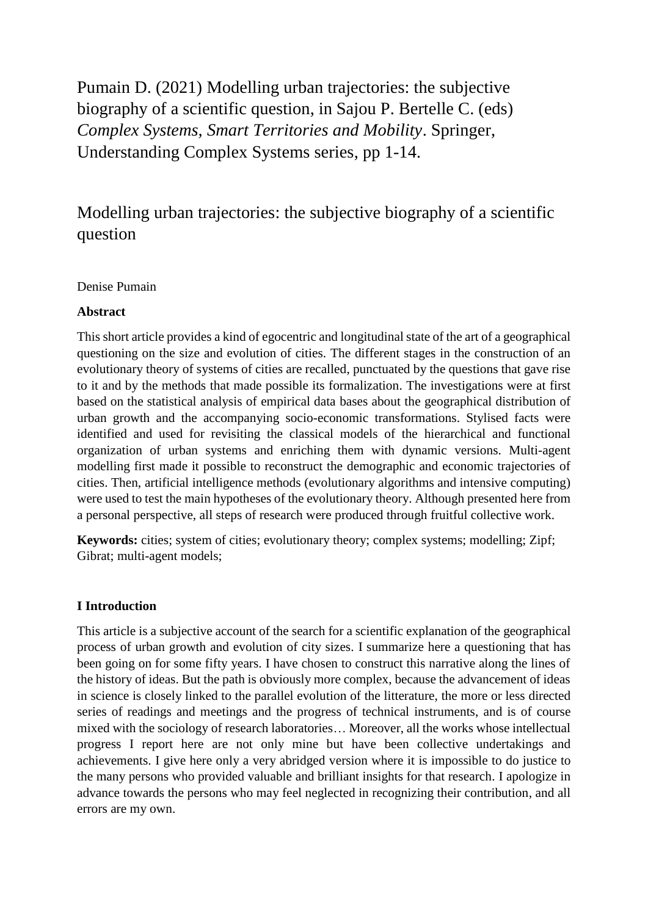Pumain D. (2021) Modelling urban trajectories: the subjective biography of a scientific question, in Sajou P. Bertelle C. (eds) *Complex Systems, Smart Territories and Mobility*. Springer, Understanding Complex Systems series, pp 1-14.

# Modelling urban trajectories: the subjective biography of a scientific question

Denise Pumain

**Abstract**

This short article provides a kind of egocentric and longitudinal state of the art of a geographical questioning on the size and evolution of cities. The different stages in the construction of an evolutionary theory of systems of cities are recalled, punctuated by the questions that gave rise to it and by the methods that made possible its formalization. The investigations were at first based on the statistical analysis of empirical data bases about the geographical distribution of urban growth and the accompanying socio-economic transformations. Stylised facts were identified and used for revisiting the classical models of the hierarchical and functional organization of urban systems and enriching them with dynamic versions. Multi-agent modelling first made it possible to reconstruct the demographic and economic trajectories of cities. Then, artificial intelligence methods (evolutionary algorithms and intensive computing) were used to test the main hypotheses of the evolutionary theory. Although presented here from a personal perspective, all steps of research were produced through fruitful collective work.

**Keywords:** cities; system of cities; evolutionary theory; complex systems; modelling; Zipf; Gibrat; multi-agent models;

## I Introduction

This article is a subjective account of the search for a scientific explanation of the geographical process of urban growth and evolution of city sizes. I summarize here a questioning that has been going on for some fifty years. I have chosen to construct this narrative along the lines of the history of ideas. But the path is obviously more complex, because the advancement of ideas in science is closely linked to the parallel evolution of the litterature, the more or less directed series of readings and meetings and the progress of technical instruments, and is of course mixed with the sociology of research laboratories… Moreover, all the works whose intellectual progress I report here are not only mine but have been collective undertakings and achievements. I give here only a very abridged version where it is impossible to do justice to the many persons who provided valuable and brilliant insights for that research. I apologize in advance towards the persons who may feel neglected in recognizing their contribution, and all errors are my own.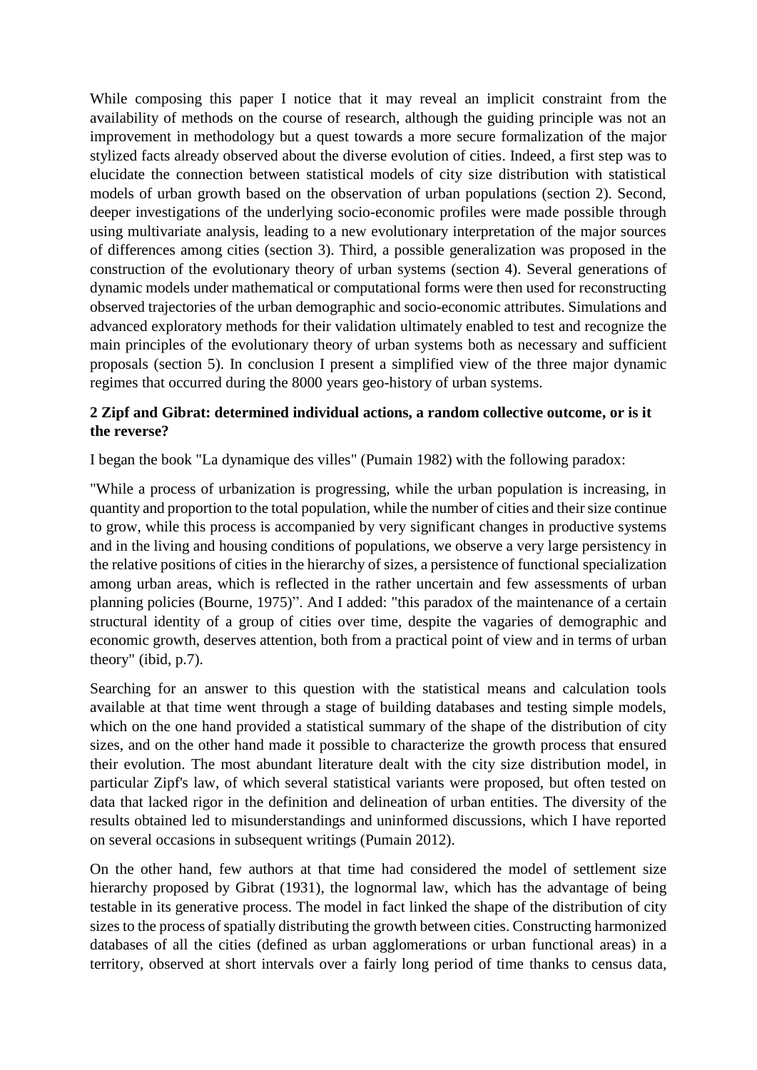While composing this paper I notice that it may reveal an implicit constraint from the availability of methods on the course of research, although the guiding principle was not an improvement in methodology but a quest towards a more secure formalization of the major stylized facts already observed about the diverse evolution of cities. Indeed, a first step was to elucidate the connection between statistical models of city size distribution with statistical models of urban growth based on the observation of urban populations (section 2). Second, deeper investigations of the underlying socio-economic profiles were made possible through using multivariate analysis, leading to a new evolutionary interpretation of the major sources of differences among cities (section 3). Third, a possible generalization was proposed in the construction of the evolutionary theory of urban systems (section 4). Several generations of dynamic models under mathematical or computational forms were then used for reconstructing observed trajectories of the urban demographic and socio-economic attributes. Simulations and advanced exploratory methods for their validation ultimately enabled to test and recognize the main principles of the evolutionary theory of urban systems both as necessary and sufficient proposals (section 5). In conclusion I present a simplified view of the three major dynamic regimes that occurred during the 8000 years geo-history of urban systems.

## 2 Zipf and Gibrat: determined individual actions, a random collective outcome, or is it the reverse?

I began the book "La dynamique des villes" (Pumain 1982) with the following paradox:

"While a process of urbanization is progressing, while the urban population is increasing, in quantity and proportion to the total population, while the number of cities and their size continue to grow, while this process is accompanied by very significant changes in productive systems and in the living and housing conditions of populations, we observe a very large persistency in the relative positions of cities in the hierarchy of sizes, a persistence of functional specialization among urban areas, which is reflected in the rather uncertain and few assessments of urban planning policies (Bourne, 1975)". And I added: "this paradox of the maintenance of a certain structural identity of a group of cities over time, despite the vagaries of demographic and economic growth, deserves attention, both from a practical point of view and in terms of urban theory" (ibid, p.7).

Searching for an answer to this question with the statistical means and calculation tools available at that time went through a stage of building databases and testing simple models, which on the one hand provided a statistical summary of the shape of the distribution of city sizes, and on the other hand made it possible to characterize the growth process that ensured their evolution. The most abundant literature dealt with the city size distribution model, in particular Zipf's law, of which several statistical variants were proposed, but often tested on data that lacked rigor in the definition and delineation of urban entities. The diversity of the results obtained led to misunderstandings and uninformed discussions, which I have reported on several occasions in subsequent writings (Pumain 2012).

On the other hand, few authors at that time had considered the model of settlement size hierarchy proposed by Gibrat (1931), the lognormal law, which has the advantage of being testable in its generative process. The model in fact linked the shape of the distribution of city sizes to the process of spatially distributing the growth between cities. Constructing harmonized databases of all the cities (defined as urban agglomerations or urban functional areas) in a territory, observed at short intervals over a fairly long period of time thanks to census data,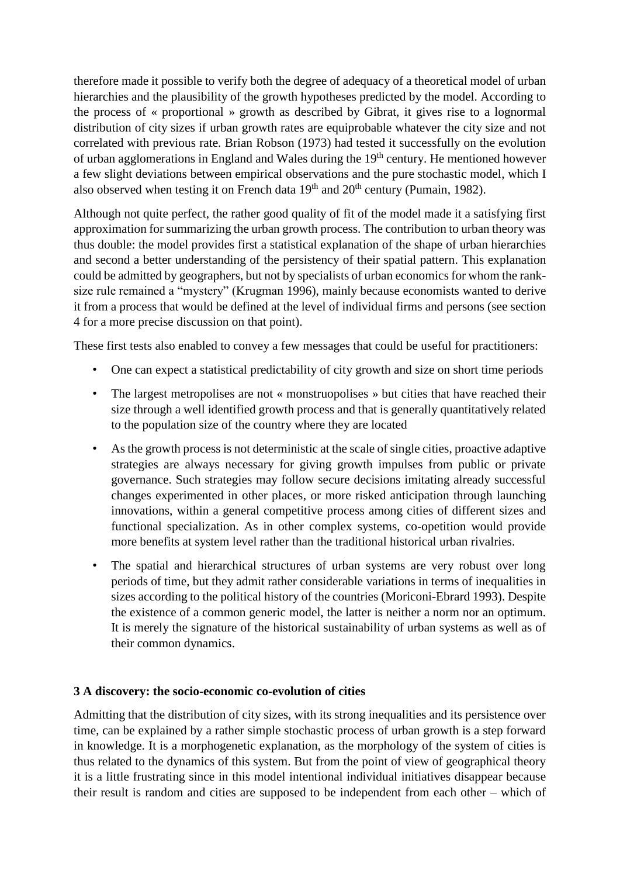therefore made it possible to verify both the degree of adequacy of a theoretical model of urban hierarchies and the plausibility of the growth hypotheses predicted by the model. According to the process of « proportional » growth as described by Gibrat, it gives rise to a lognormal distribution of city sizes if urban growth rates are equiprobable whatever the city size and not correlated with previous rate. Brian Robson (1973) had tested it successfully on the evolution of urban agglomerations in England and Wales during the 19th century. He mentioned however a few slight deviations between empirical observations and the pure stochastic model, which I also observed when testing it on French data 19th and 20th century (Pumain, 1982).

Although not quite perfect, the rather good quality of fit of the model made it a satisfying first approximation for summarizing the urban growth process. The contribution to urban theory was thus double: the model provides first a statistical explanation of the shape of urban hierarchies and second a better understanding of the persistency of their spatial pattern. This explanation could be admitted by geographers, but not by specialists of urban economics for whom the rank-size rule remained a "mystery" (Krugman 1996), mainly because economists wanted to derive it from a process that would be defined at the level of individual firms and persons (see section 4 for a more precise discussion on that point).

These first tests also enabled to convey a few messages that could be useful for practitioners:

- One can expect a statistical predictability of city growth and size on short time periods
- The largest metropolises are not « monstruopolises » but cities that have reached their size through a well identified growth process and that is generally quantitatively related to the population size of the country where they are located
- As the growth process is not deterministic at the scale of single cities, proactive adaptive strategies are always necessary for giving growth impulses from public or private governance. Such strategies may follow secure decisions imitating already successful changes experimented in other places, or more risked anticipation through launching innovations, within a general competitive process among cities of different sizes and functional specialization. As in other complex systems, co-opetition would provide more benefits at system level rather than the traditional historical urban rivalries.
- The spatial and hierarchical structures of urban systems are very robust over long periods of time, but they admit rather considerable variations in terms of inequalities in sizes according to the political history of the countries (Moriconi-Ebrard 1993). Despite the existence of a common generic model, the latter is neither a norm nor an optimum. It is merely the signature of the historical sustainability of urban systems as well as of their common dynamics.

## 3 A discovery: the socio-economic co-evolution of cities

Admitting that the distribution of city sizes, with its strong inequalities and its persistence over time, can be explained by a rather simple stochastic process of urban growth is a step forward in knowledge. It is a morphogenetic explanation, as the morphology of the system of cities is thus related to the dynamics of this system. But from the point of view of geographical theory it is a little frustrating since in this model intentional individual initiatives disappear because their result is random and cities are supposed to be independent from each other – which of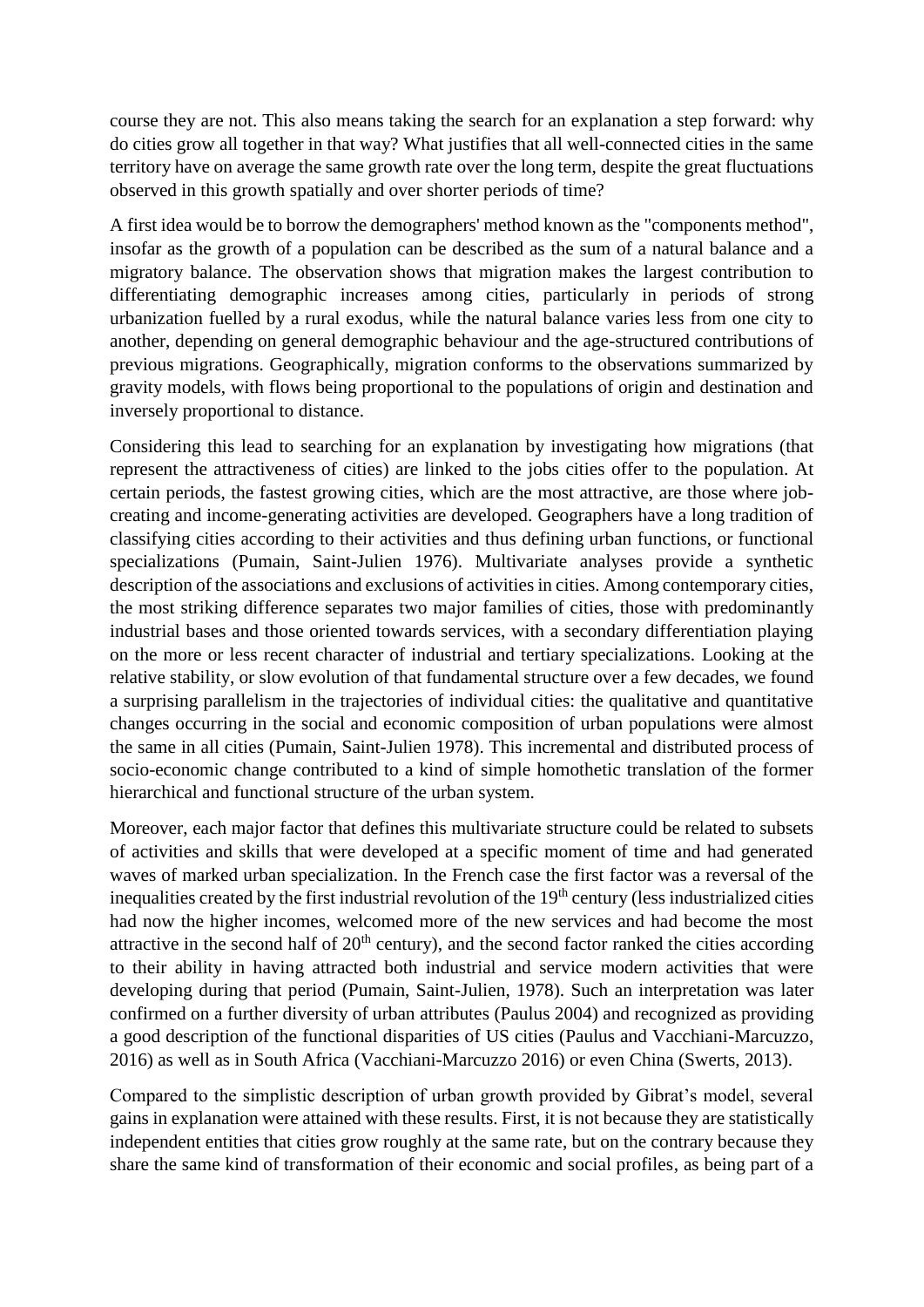course they are not. This also means taking the search for an explanation a step forward: why do cities grow all together in that way? What justifies that all well-connected cities in the same territory have on average the same growth rate over the long term, despite the great fluctuations observed in this growth spatially and over shorter periods of time?

A first idea would be to borrow the demographers' method known as the "components method", insofar as the growth of a population can be described as the sum of a natural balance and a migratory balance. The observation shows that migration makes the largest contribution to differentiating demographic increases among cities, particularly in periods of strong urbanization fuelled by a rural exodus, while the natural balance varies less from one city to another, depending on general demographic behaviour and the age-structured contributions of previous migrations. Geographically, migration conforms to the observations summarized by gravity models, with flows being proportional to the populations of origin and destination and inversely proportional to distance.

Considering this lead to searching for an explanation by investigating how migrations (that represent the attractiveness of cities) are linked to the jobs cities offer to the population. At certain periods, the fastest growing cities, which are the most attractive, are those where job-creating and income-generating activities are developed. Geographers have a long tradition of classifying cities according to their activities and thus defining urban functions, or functional specializations (Pumain, Saint-Julien 1976). Multivariate analyses provide a synthetic description of the associations and exclusions of activities in cities. Among contemporary cities, the most striking difference separates two major families of cities, those with predominantly industrial bases and those oriented towards services, with a secondary differentiation playing on the more or less recent character of industrial and tertiary specializations. Looking at the relative stability, or slow evolution of that fundamental structure over a few decades, we found a surprising parallelism in the trajectories of individual cities: the qualitative and quantitative changes occurring in the social and economic composition of urban populations were almost the same in all cities (Pumain, Saint-Julien 1978). This incremental and distributed process of socio-economic change contributed to a kind of simple homothetic translation of the former hierarchical and functional structure of the urban system.

Moreover, each major factor that defines this multivariate structure could be related to subsets of activities and skills that were developed at a specific moment of time and had generated waves of marked urban specialization. In the French case the first factor was a reversal of the inequalities created by the first industrial revolution of the 19th century (less industrialized cities had now the higher incomes, welcomed more of the new services and had become the most attractive in the second half of 20th century), and the second factor ranked the cities according to their ability in having attracted both industrial and service modern activities that were developing during that period (Pumain, Saint-Julien, 1978). Such an interpretation was later confirmed on a further diversity of urban attributes (Paulus 2004) and recognized as providing a good description of the functional disparities of US cities (Paulus and Vacchiani-Marcuzzo, 2016) as well as in South Africa (Vacchiani-Marcuzzo 2016) or even China (Swerts, 2013).

Compared to the simplistic description of urban growth provided by Gibrat's model, several gains in explanation were attained with these results. First, it is not because they are statistically independent entities that cities grow roughly at the same rate, but on the contrary because they share the same kind of transformation of their economic and social profiles, as being part of a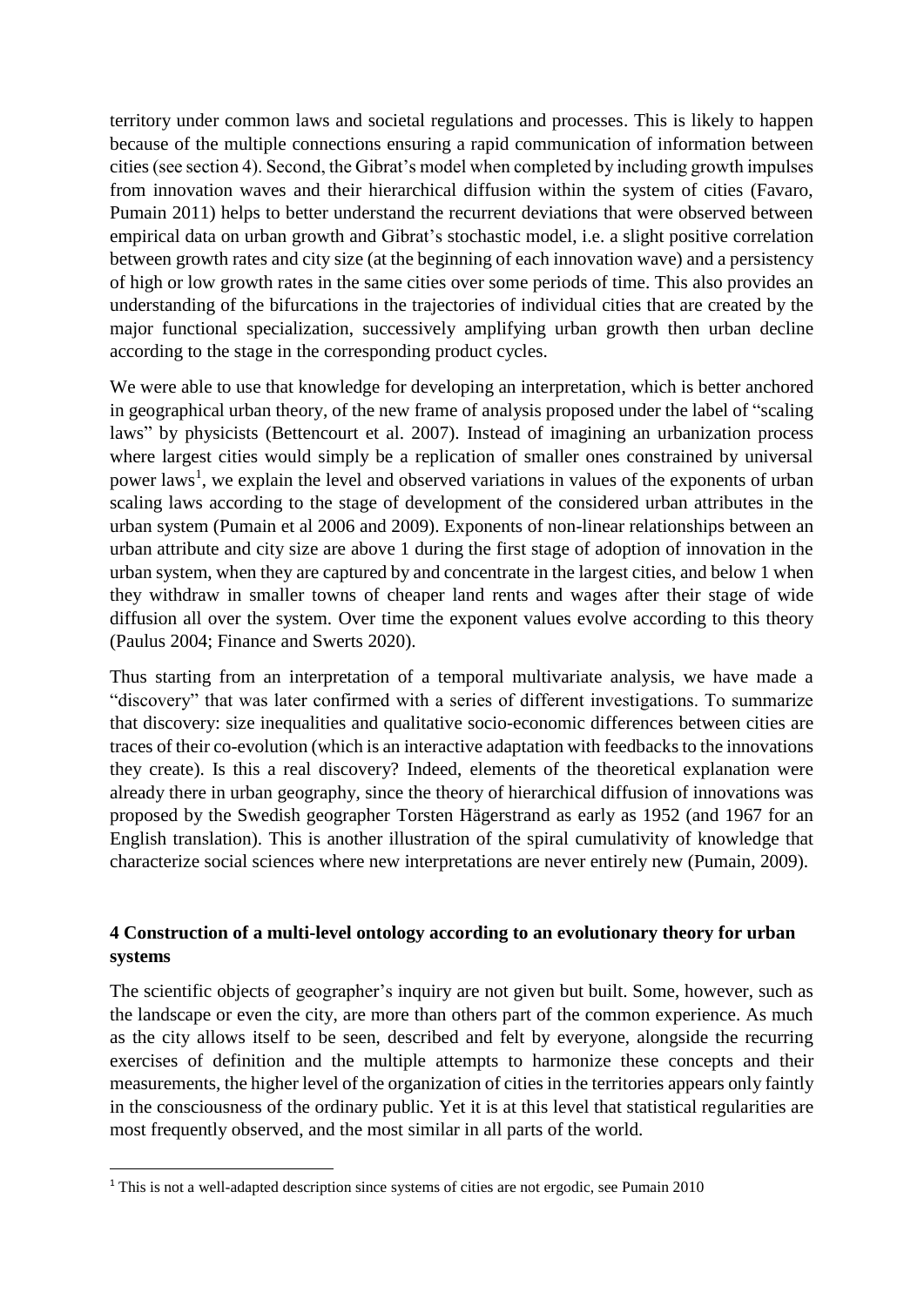territory under common laws and societal regulations and processes. This is likely to happen because of the multiple connections ensuring a rapid communication of information between cities (see section 4). Second, the Gibrat's model when completed by including growth impulses from innovation waves and their hierarchical diffusion within the system of cities (Favaro, Pumain 2011) helps to better understand the recurrent deviations that were observed between empirical data on urban growth and Gibrat's stochastic model, i.e. a slight positive correlation between growth rates and city size (at the beginning of each innovation wave) and a persistency of high or low growth rates in the same cities over some periods of time. This also provides an understanding of the bifurcations in the trajectories of individual cities that are created by the major functional specialization, successively amplifying urban growth then urban decline according to the stage in the corresponding product cycles.

We were able to use that knowledge for developing an interpretation, which is better anchored in geographical urban theory, of the new frame of analysis proposed under the label of "scaling laws" by physicists (Bettencourt et al. 2007). Instead of imagining an urbanization process where largest cities would simply be a replication of smaller ones constrained by universal power laws[1], we explain the level and observed variations in values of the exponents of urban scaling laws according to the stage of development of the considered urban attributes in the urban system (Pumain et al 2006 and 2009). Exponents of non-linear relationships between an urban attribute and city size are above 1 during the first stage of adoption of innovation in the urban system, when they are captured by and concentrate in the largest cities, and below 1 when they withdraw in smaller towns of cheaper land rents and wages after their stage of wide diffusion all over the system. Over time the exponent values evolve according to this theory (Paulus 2004; Finance and Swerts 2020).

Thus starting from an interpretation of a temporal multivariate analysis, we have made a "discovery" that was later confirmed with a series of different investigations. To summarize that discovery: size inequalities and qualitative socio-economic differences between cities are traces of their co-evolution (which is an interactive adaptation with feedbacks to the innovations they create). Is this a real discovery? Indeed, elements of the theoretical explanation were already there in urban geography, since the theory of hierarchical diffusion of innovations was proposed by the Swedish geographer Torsten Hägerstrand as early as 1952 (and 1967 for an English translation). This is another illustration of the spiral cumulativity of knowledge that characterize social sciences where new interpretations are never entirely new (Pumain, 2009).

## 4 Construction of a multi-level ontology according to an evolutionary theory for urban systems

The scientific objects of geographer's inquiry are not given but built. Some, however, such as the landscape or even the city, are more than others part of the common experience. As much as the city allows itself to be seen, described and felt by everyone, alongside the recurring exercises of definition and the multiple attempts to harmonize these concepts and their measurements, the higher level of the organization of cities in the territories appears only faintly in the consciousness of the ordinary public. Yet it is at this level that statistical regularities are most frequently observed, and the most similar in all parts of the world.

[1] This is not a well-adapted description since systems of cities are not ergodic, see Pumain 2010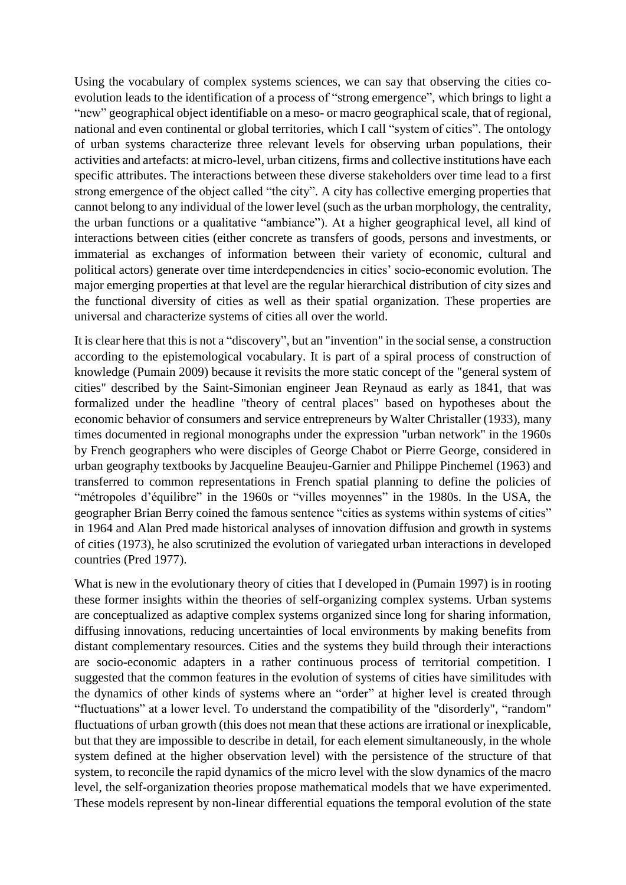Using the vocabulary of complex systems sciences, we can say that observing the cities co-evolution leads to the identification of a process of "strong emergence", which brings to light a "new" geographical object identifiable on a meso- or macro geographical scale, that of regional, national and even continental or global territories, which I call "system of cities". The ontology of urban systems characterize three relevant levels for observing urban populations, their activities and artefacts: at micro-level, urban citizens, firms and collective institutions have each specific attributes. The interactions between these diverse stakeholders over time lead to a first strong emergence of the object called "the city". A city has collective emerging properties that cannot belong to any individual of the lower level (such as the urban morphology, the centrality, the urban functions or a qualitative "ambiance"). At a higher geographical level, all kind of interactions between cities (either concrete as transfers of goods, persons and investments, or immaterial as exchanges of information between their variety of economic, cultural and political actors) generate over time interdependencies in cities' socio-economic evolution. The major emerging properties at that level are the regular hierarchical distribution of city sizes and the functional diversity of cities as well as their spatial organization. These properties are universal and characterize systems of cities all over the world.

It is clear here that this is not a "discovery", but an "invention" in the social sense, a construction according to the epistemological vocabulary. It is part of a spiral process of construction of knowledge (Pumain 2009) because it revisits the more static concept of the "general system of cities" described by the Saint-Simonian engineer Jean Reynaud as early as 1841, that was formalized under the headline "theory of central places" based on hypotheses about the economic behavior of consumers and service entrepreneurs by Walter Christaller (1933), many times documented in regional monographs under the expression "urban network" in the 1960s by French geographers who were disciples of George Chabot or Pierre George, considered in urban geography textbooks by Jacqueline Beaujeu-Garnier and Philippe Pinchemel (1963) and transferred to common representations in French spatial planning to define the policies of "métropoles d'équilibre" in the 1960s or "villes moyennes" in the 1980s. In the USA, the geographer Brian Berry coined the famous sentence "cities as systems within systems of cities" in 1964 and Alan Pred made historical analyses of innovation diffusion and growth in systems of cities (1973), he also scrutinized the evolution of variegated urban interactions in developed countries (Pred 1977).

What is new in the evolutionary theory of cities that I developed in (Pumain 1997) is in rooting these former insights within the theories of self-organizing complex systems. Urban systems are conceptualized as adaptive complex systems organized since long for sharing information, diffusing innovations, reducing uncertainties of local environments by making benefits from distant complementary resources. Cities and the systems they build through their interactions are socio-economic adapters in a rather continuous process of territorial competition. I suggested that the common features in the evolution of systems of cities have similitudes with the dynamics of other kinds of systems where an "order" at higher level is created through "fluctuations" at a lower level. To understand the compatibility of the "disorderly", "random" fluctuations of urban growth (this does not mean that these actions are irrational or inexplicable, but that they are impossible to describe in detail, for each element simultaneously, in the whole system defined at the higher observation level) with the persistence of the structure of that system, to reconcile the rapid dynamics of the micro level with the slow dynamics of the macro level, the self-organization theories propose mathematical models that we have experimented. These models represent by non-linear differential equations the temporal evolution of the state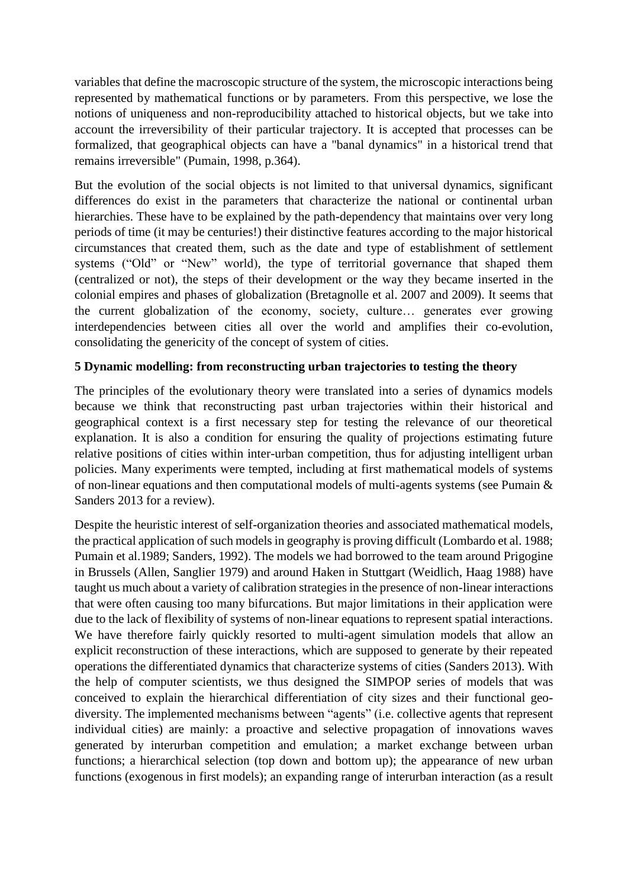variables that define the macroscopic structure of the system, the microscopic interactions being represented by mathematical functions or by parameters. From this perspective, we lose the notions of uniqueness and non-reproducibility attached to historical objects, but we take into account the irreversibility of their particular trajectory. It is accepted that processes can be formalized, that geographical objects can have a "banal dynamics" in a historical trend that remains irreversible" (Pumain, 1998, p.364).

But the evolution of the social objects is not limited to that universal dynamics, significant differences do exist in the parameters that characterize the national or continental urban hierarchies. These have to be explained by the path-dependency that maintains over very long periods of time (it may be centuries!) their distinctive features according to the major historical circumstances that created them, such as the date and type of establishment of settlement systems ("Old" or "New" world), the type of territorial governance that shaped them (centralized or not), the steps of their development or the way they became inserted in the colonial empires and phases of globalization (Bretagnolle et al. 2007 and 2009). It seems that the current globalization of the economy, society, culture… generates ever growing interdependencies between cities all over the world and amplifies their co-evolution, consolidating the genericity of the concept of system of cities.

## 5 Dynamic modelling: from reconstructing urban trajectories to testing the theory

The principles of the evolutionary theory were translated into a series of dynamics models because we think that reconstructing past urban trajectories within their historical and geographical context is a first necessary step for testing the relevance of our theoretical explanation. It is also a condition for ensuring the quality of projections estimating future relative positions of cities within inter-urban competition, thus for adjusting intelligent urban policies. Many experiments were tempted, including at first mathematical models of systems of non-linear equations and then computational models of multi-agents systems (see Pumain & Sanders 2013 for a review).

Despite the heuristic interest of self-organization theories and associated mathematical models, the practical application of such models in geography is proving difficult (Lombardo et al. 1988; Pumain et al.1989; Sanders, 1992). The models we had borrowed to the team around Prigogine in Brussels (Allen, Sanglier 1979) and around Haken in Stuttgart (Weidlich, Haag 1988) have taught us much about a variety of calibration strategies in the presence of non-linear interactions that were often causing too many bifurcations. But major limitations in their application were due to the lack of flexibility of systems of non-linear equations to represent spatial interactions. We have therefore fairly quickly resorted to multi-agent simulation models that allow an explicit reconstruction of these interactions, which are supposed to generate by their repeated operations the differentiated dynamics that characterize systems of cities (Sanders 2013). With the help of computer scientists, we thus designed the SIMPOP series of models that was conceived to explain the hierarchical differentiation of city sizes and their functional geo-diversity. The implemented mechanisms between "agents" (i.e. collective agents that represent individual cities) are mainly: a proactive and selective propagation of innovations waves generated by interurban competition and emulation; a market exchange between urban functions; a hierarchical selection (top down and bottom up); the appearance of new urban functions (exogenous in first models); an expanding range of interurban interaction (as a result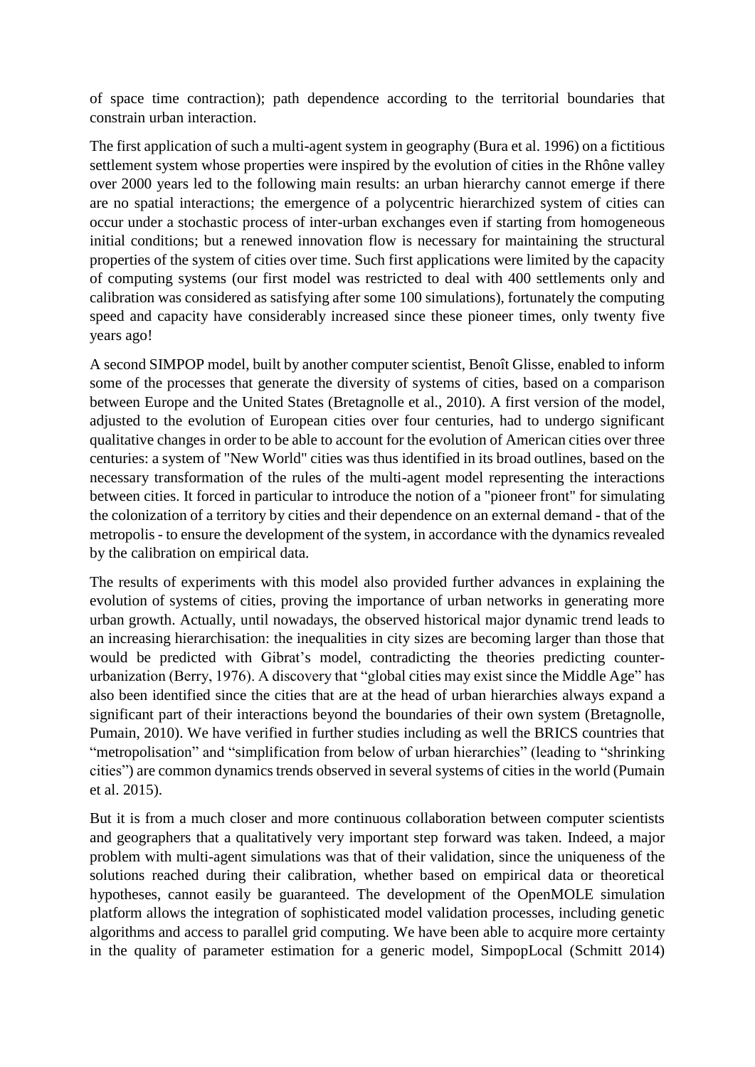of space time contraction); path dependence according to the territorial boundaries that constrain urban interaction.

The first application of such a multi-agent system in geography (Bura et al. 1996) on a fictitious settlement system whose properties were inspired by the evolution of cities in the Rhône valley over 2000 years led to the following main results: an urban hierarchy cannot emerge if there are no spatial interactions; the emergence of a polycentric hierarchized system of cities can occur under a stochastic process of inter-urban exchanges even if starting from homogeneous initial conditions; but a renewed innovation flow is necessary for maintaining the structural properties of the system of cities over time. Such first applications were limited by the capacity of computing systems (our first model was restricted to deal with 400 settlements only and calibration was considered as satisfying after some 100 simulations), fortunately the computing speed and capacity have considerably increased since these pioneer times, only twenty five years ago!

A second SIMPOP model, built by another computer scientist, Benoît Glisse, enabled to inform some of the processes that generate the diversity of systems of cities, based on a comparison between Europe and the United States (Bretagnolle et al., 2010). A first version of the model, adjusted to the evolution of European cities over four centuries, had to undergo significant qualitative changes in order to be able to account for the evolution of American cities over three centuries: a system of "New World" cities was thus identified in its broad outlines, based on the necessary transformation of the rules of the multi-agent model representing the interactions between cities. It forced in particular to introduce the notion of a "pioneer front" for simulating the colonization of a territory by cities and their dependence on an external demand - that of the metropolis - to ensure the development of the system, in accordance with the dynamics revealed by the calibration on empirical data.

The results of experiments with this model also provided further advances in explaining the evolution of systems of cities, proving the importance of urban networks in generating more urban growth. Actually, until nowadays, the observed historical major dynamic trend leads to an increasing hierarchisation: the inequalities in city sizes are becoming larger than those that would be predicted with Gibrat's model, contradicting the theories predicting counter-urbanization (Berry, 1976). A discovery that "global cities may exist since the Middle Age" has also been identified since the cities that are at the head of urban hierarchies always expand a significant part of their interactions beyond the boundaries of their own system (Bretagnolle, Pumain, 2010). We have verified in further studies including as well the BRICS countries that "metropolisation" and "simplification from below of urban hierarchies" (leading to "shrinking cities") are common dynamics trends observed in several systems of cities in the world (Pumain et al. 2015).

But it is from a much closer and more continuous collaboration between computer scientists and geographers that a qualitatively very important step forward was taken. Indeed, a major problem with multi-agent simulations was that of their validation, since the uniqueness of the solutions reached during their calibration, whether based on empirical data or theoretical hypotheses, cannot easily be guaranteed. The development of the OpenMOLE simulation platform allows the integration of sophisticated model validation processes, including genetic algorithms and access to parallel grid computing. We have been able to acquire more certainty in the quality of parameter estimation for a generic model, SimpopLocal (Schmitt 2014)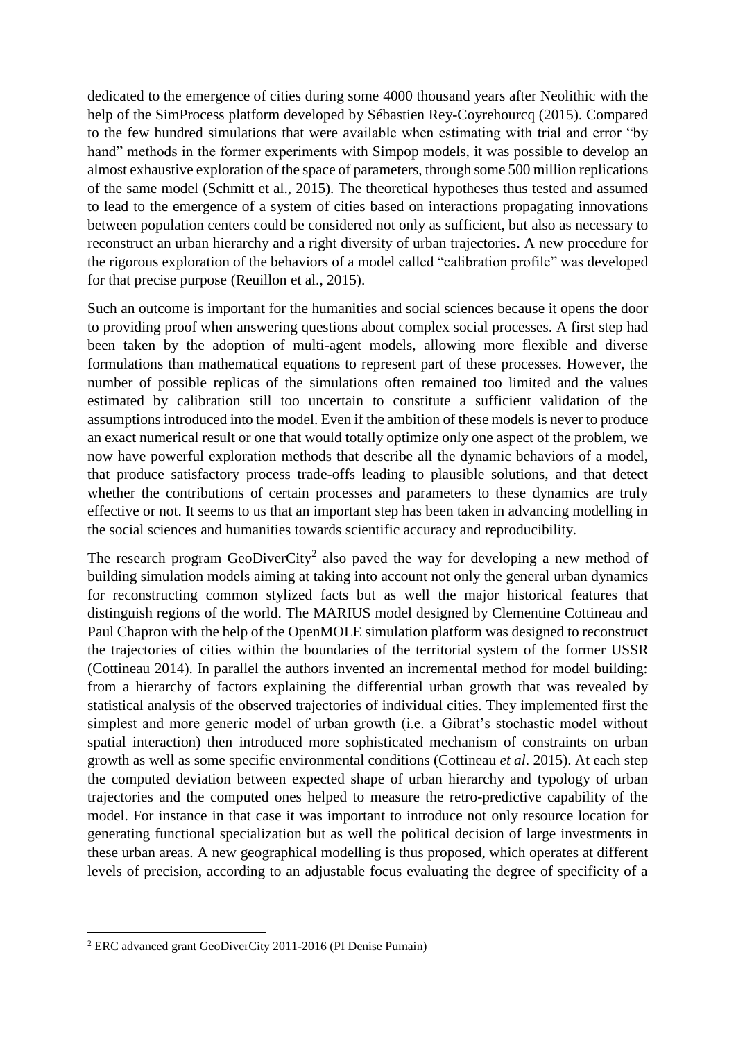dedicated to the emergence of cities during some 4000 thousand years after Neolithic with the help of the SimProcess platform developed by Sébastien Rey-Coyrehourcq (2015). Compared to the few hundred simulations that were available when estimating with trial and error "by hand" methods in the former experiments with Simpop models, it was possible to develop an almost exhaustive exploration of the space of parameters, through some 500 million replications of the same model (Schmitt et al., 2015). The theoretical hypotheses thus tested and assumed to lead to the emergence of a system of cities based on interactions propagating innovations between population centers could be considered not only as sufficient, but also as necessary to reconstruct an urban hierarchy and a right diversity of urban trajectories. A new procedure for the rigorous exploration of the behaviors of a model called "calibration profile" was developed for that precise purpose (Reuillon et al., 2015).

Such an outcome is important for the humanities and social sciences because it opens the door to providing proof when answering questions about complex social processes. A first step had been taken by the adoption of multi-agent models, allowing more flexible and diverse formulations than mathematical equations to represent part of these processes. However, the number of possible replicas of the simulations often remained too limited and the values estimated by calibration still too uncertain to constitute a sufficient validation of the assumptions introduced into the model. Even if the ambition of these models is never to produce an exact numerical result or one that would totally optimize only one aspect of the problem, we now have powerful exploration methods that describe all the dynamic behaviors of a model, that produce satisfactory process trade-offs leading to plausible solutions, and that detect whether the contributions of certain processes and parameters to these dynamics are truly effective or not. It seems to us that an important step has been taken in advancing modelling in the social sciences and humanities towards scientific accuracy and reproducibility.

The research program GeoDiverCity[2] also paved the way for developing a new method of building simulation models aiming at taking into account not only the general urban dynamics for reconstructing common stylized facts but as well the major historical features that distinguish regions of the world. The MARIUS model designed by Clementine Cottineau and Paul Chapron with the help of the OpenMOLE simulation platform was designed to reconstruct the trajectories of cities within the boundaries of the territorial system of the former USSR (Cottineau 2014). In parallel the authors invented an incremental method for model building: from a hierarchy of factors explaining the differential urban growth that was revealed by statistical analysis of the observed trajectories of individual cities. They implemented first the simplest and more generic model of urban growth (i.e. a Gibrat's stochastic model without spatial interaction) then introduced more sophisticated mechanism of constraints on urban growth as well as some specific environmental conditions (Cottineau *et al.* 2015). At each step the computed deviation between expected shape of urban hierarchy and typology of urban trajectories and the computed ones helped to measure the retro-predictive capability of the model. For instance in that case it was important to introduce not only resource location for generating functional specialization but as well the political decision of large investments in these urban areas. A new geographical modelling is thus proposed, which operates at different levels of precision, according to an adjustable focus evaluating the degree of specificity of a

[2] ERC advanced grant GeoDiverCity 2011-2016 (PI Denise Pumain)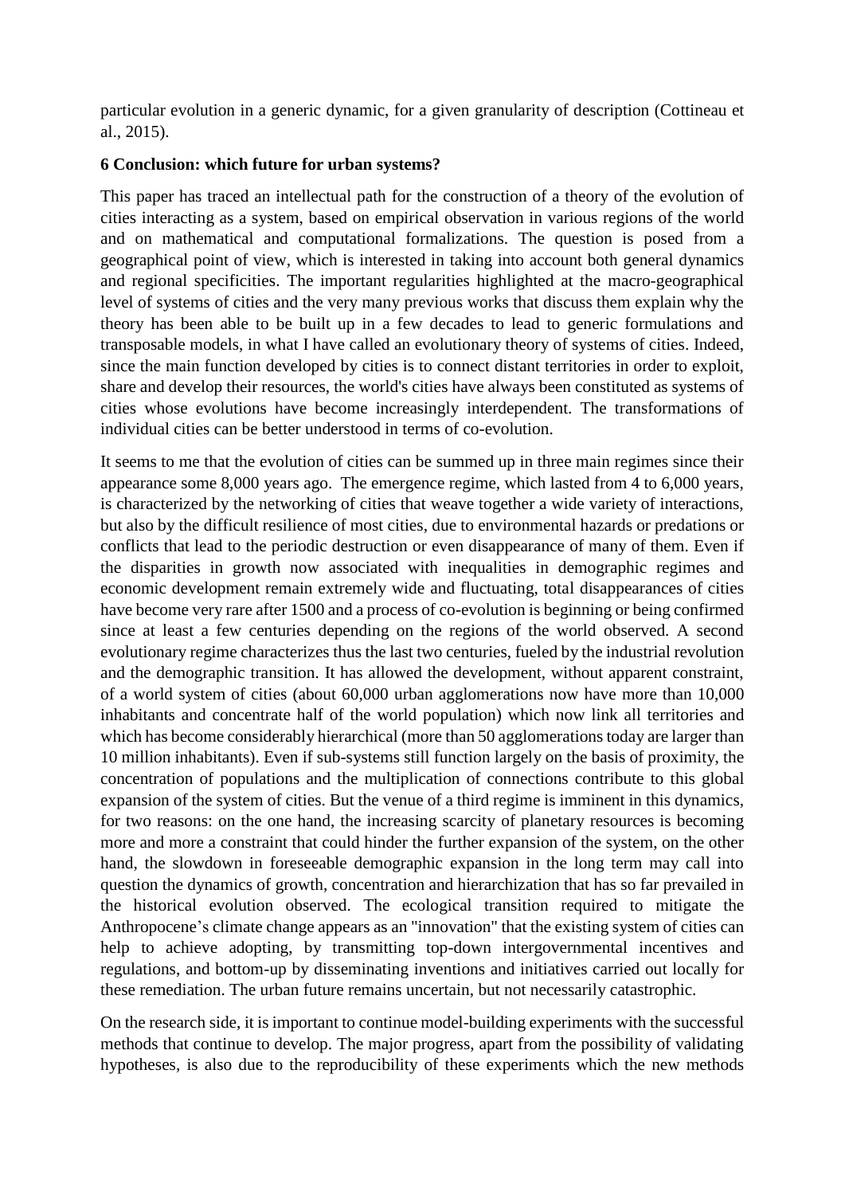particular evolution in a generic dynamic, for a given granularity of description (Cottineau et al., 2015).

**6 Conclusion: which future for urban systems?**

This paper has traced an intellectual path for the construction of a theory of the evolution of cities interacting as a system, based on empirical observation in various regions of the world and on mathematical and computational formalizations. The question is posed from a geographical point of view, which is interested in taking into account both general dynamics and regional specificities. The important regularities highlighted at the macro-geographical level of systems of cities and the very many previous works that discuss them explain why the theory has been able to be built up in a few decades to lead to generic formulations and transposable models, in what I have called an evolutionary theory of systems of cities. Indeed, since the main function developed by cities is to connect distant territories in order to exploit, share and develop their resources, the world's cities have always been constituted as systems of cities whose evolutions have become increasingly interdependent. The transformations of individual cities can be better understood in terms of co-evolution.

It seems to me that the evolution of cities can be summed up in three main regimes since their appearance some 8,000 years ago. The emergence regime, which lasted from 4 to 6,000 years, is characterized by the networking of cities that weave together a wide variety of interactions, but also by the difficult resilience of most cities, due to environmental hazards or predations or conflicts that lead to the periodic destruction or even disappearance of many of them. Even if the disparities in growth now associated with inequalities in demographic regimes and economic development remain extremely wide and fluctuating, total disappearances of cities have become very rare after 1500 and a process of co-evolution is beginning or being confirmed since at least a few centuries depending on the regions of the world observed. A second evolutionary regime characterizes thus the last two centuries, fueled by the industrial revolution and the demographic transition. It has allowed the development, without apparent constraint, of a world system of cities (about 60,000 urban agglomerations now have more than 10,000 inhabitants and concentrate half of the world population) which now link all territories and which has become considerably hierarchical (more than 50 agglomerations today are larger than 10 million inhabitants). Even if sub-systems still function largely on the basis of proximity, the concentration of populations and the multiplication of connections contribute to this global expansion of the system of cities. But the venue of a third regime is imminent in this dynamics, for two reasons: on the one hand, the increasing scarcity of planetary resources is becoming more and more a constraint that could hinder the further expansion of the system, on the other hand, the slowdown in foreseeable demographic expansion in the long term may call into question the dynamics of growth, concentration and hierarchization that has so far prevailed in the historical evolution observed. The ecological transition required to mitigate the Anthropocene's climate change appears as an "innovation" that the existing system of cities can help to achieve adopting, by transmitting top-down intergovernmental incentives and regulations, and bottom-up by disseminating inventions and initiatives carried out locally for these remediation. The urban future remains uncertain, but not necessarily catastrophic.

On the research side, it is important to continue model-building experiments with the successful methods that continue to develop. The major progress, apart from the possibility of validating hypotheses, is also due to the reproducibility of these experiments which the new methods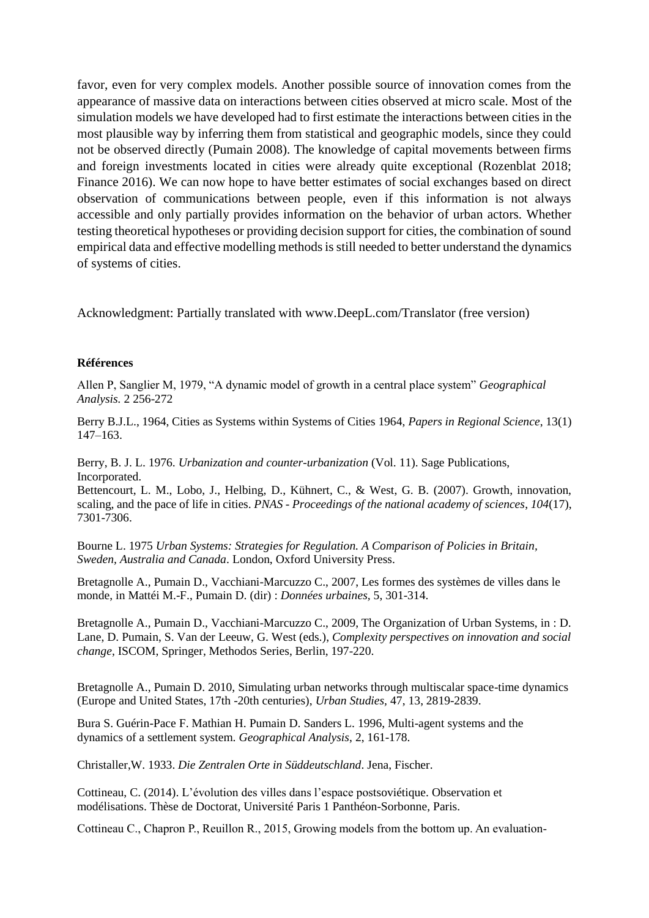favor, even for very complex models. Another possible source of innovation comes from the appearance of massive data on interactions between cities observed at micro scale. Most of the simulation models we have developed had to first estimate the interactions between cities in the most plausible way by inferring them from statistical and geographic models, since they could not be observed directly (Pumain 2008). The knowledge of capital movements between firms and foreign investments located in cities were already quite exceptional (Rozenblat 2018; Finance 2016). We can now hope to have better estimates of social exchanges based on direct observation of communications between people, even if this information is not always accessible and only partially provides information on the behavior of urban actors. Whether testing theoretical hypotheses or providing decision support for cities, the combination of sound empirical data and effective modelling methods is still needed to better understand the dynamics of systems of cities.

Acknowledgment: Partially translated with www.DeepL.com/Translator (free version)

**Références**

Allen P, Sanglier M, 1979, "A dynamic model of growth in a central place system" *Geographical Analysis.* 2 256-272

Berry B.J.L., 1964, Cities as Systems within Systems of Cities 1964, *Papers in Regional Science*, 13(1) 147–163.

Berry, B. J. L. 1976. *Urbanization and counter-urbanization* (Vol. 11). Sage Publications, Incorporated.

Bettencourt, L. M., Lobo, J., Helbing, D., Kühnert, C., & West, G. B. (2007). Growth, innovation, scaling, and the pace of life in cities. *PNAS - Proceedings of the national academy of sciences*, *104*(17), 7301-7306.

Bourne L. 1975 *Urban Systems: Strategies for Regulation. A Comparison of Policies in Britain, Sweden, Australia and Canada*. London, Oxford University Press.

Bretagnolle A., Pumain D., Vacchiani-Marcuzzo C., 2007, Les formes des systèmes de villes dans le monde, in Mattéi M.-F., Pumain D. (dir) : *Données urbaines*, 5, 301-314.

Bretagnolle A., Pumain D., Vacchiani-Marcuzzo C., 2009, The Organization of Urban Systems, in : D. Lane, D. Pumain, S. Van der Leeuw, G. West (eds.), *Complexity perspectives on innovation and social change*, ISCOM, Springer, Methodos Series, Berlin, 197-220.

Bretagnolle A., Pumain D. 2010, Simulating urban networks through multiscalar space-time dynamics (Europe and United States, 17th -20th centuries), *Urban Studies,* 47, 13, 2819-2839.

Bura S. Guérin-Pace F. Mathian H. Pumain D. Sanders L. 1996, Multi-agent systems and the dynamics of a settlement system. *Geographical Analysis*, 2, 161-178.

Christaller,W. 1933. *Die Zentralen Orte in Süddeutschland*. Jena, Fischer.

Cottineau, C. (2014). L'évolution des villes dans l'espace postsoviétique. Observation et modélisations. Thèse de Doctorat, Université Paris 1 Panthéon-Sorbonne, Paris.

Cottineau C., Chapron P., Reuillon R., 2015, Growing models from the bottom up. An evaluation-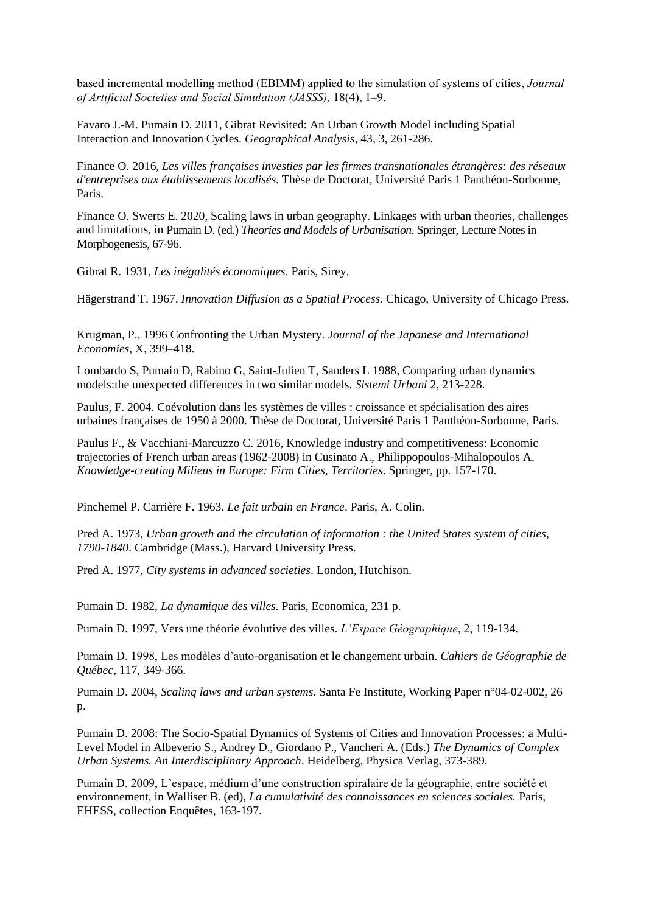based incremental modelling method (EBIMM) applied to the simulation of systems of cities, *Journal of Artificial Societies and Social Simulation (JASSS),* 18(4), 1–9.

Favaro J.-M. Pumain D. 2011, Gibrat Revisited: An Urban Growth Model including Spatial Interaction and Innovation Cycles. *Geographical Analysis*, 43, 3, 261-286.

Finance O. 2016, *Les villes françaises investies par les firmes transnationales étrangères: des réseaux d'entreprises aux établissements localisés*. Thèse de Doctorat, Université Paris 1 Panthéon-Sorbonne, Paris.

Finance O. Swerts E. 2020, Scaling laws in urban geography. Linkages with urban theories, challenges and limitations, in Pumain D. (ed.) *Theories and Models of Urbanisation*. Springer, Lecture Notes in Morphogenesis, 67-96.

Gibrat R. 1931, *Les inégalités économiques*. Paris, Sirey.

Hägerstrand T. 1967. *Innovation Diffusion as a Spatial Process.* Chicago, University of Chicago Press.

Krugman, P., 1996 Confronting the Urban Mystery. *Journal of the Japanese and International Economies,* X, 399–418.

Lombardo S, Pumain D, Rabino G, Saint-Julien T, Sanders L 1988, Comparing urban dynamics models:the unexpected differences in two similar models. *Sistemi Urbani* 2, 213-228.

Paulus, F. 2004. Coévolution dans les systèmes de villes : croissance et spécialisation des aires urbaines françaises de 1950 à 2000. Thèse de Doctorat, Université Paris 1 Panthéon-Sorbonne, Paris.

Paulus F., & Vacchiani-Marcuzzo C. 2016, Knowledge industry and competitiveness: Economic trajectories of French urban areas (1962-2008) in Cusinato A., Philippopoulos-Mihalopoulos A. *Knowledge-creating Milieus in Europe: Firm Cities, Territories*. Springer, pp. 157-170.

Pinchemel P. Carrière F. 1963. *Le fait urbain en France*. Paris, A. Colin.

Pred A. 1973, *Urban growth and the circulation of information : the United States system of cities, 1790-1840*. Cambridge (Mass.), Harvard University Press.

Pred A. 1977, *City systems in advanced societies*. London, Hutchison.

Pumain D. 1982, *La dynamique des villes*. Paris, Economica, 231 p.

Pumain D. 1997, Vers une théorie évolutive des villes. *L'Espace Géographique*, 2, 119-134.

Pumain D. 1998, Les modèles d'auto-organisation et le changement urbain. *Cahiers de Géographie de Québec*, 117, 349-366.

Pumain D. 2004, *Scaling laws and urban systems*. Santa Fe Institute, Working Paper n°04-02-002, 26 p.

Pumain D. 2008: The Socio-Spatial Dynamics of Systems of Cities and Innovation Processes: a Multi-Level Model in Albeverio S., Andrey D., Giordano P., Vancheri A. (Eds.) *The Dynamics of Complex Urban Systems. An Interdisciplinary Approach*. Heidelberg, Physica Verlag, 373-389.

Pumain D. 2009, L'espace, médium d'une construction spiralaire de la géographie, entre société et environnement, in Walliser B. (ed), *La cumulativité des connaissances en sciences sociales.* Paris, EHESS, collection Enquêtes, 163-197.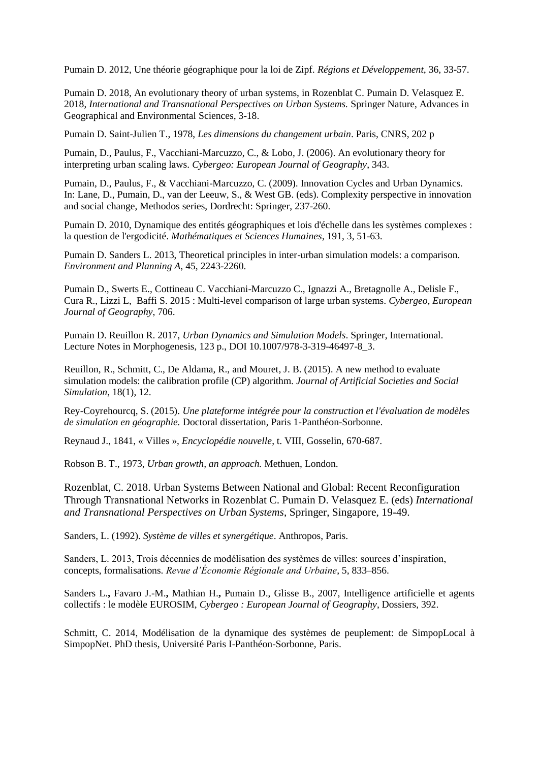Pumain D. 2012, Une théorie géographique pour la loi de Zipf. *Régions et Développement*, 36, 33-57.

Pumain D. 2018, An evolutionary theory of urban systems, in Rozenblat C. Pumain D. Velasquez E. 2018, *International and Transnational Perspectives on Urban Systems.* Springer Nature, Advances in Geographical and Environmental Sciences, 3-18.

Pumain D. Saint-Julien T., 1978, *Les dimensions du changement urbain*. Paris, CNRS, 202 p

Pumain, D., Paulus, F., Vacchiani-Marcuzzo, C., & Lobo, J. (2006). An evolutionary theory for interpreting urban scaling laws. *Cybergeo: European Journal of Geography*, 343.

Pumain, D., Paulus, F., & Vacchiani-Marcuzzo, C. (2009). Innovation Cycles and Urban Dynamics. In: Lane, D., Pumain, D., van der Leeuw, S., & West GB. (eds). Complexity perspective in innovation and social change, Methodos series, Dordrecht: Springer, 237-260.

Pumain D. 2010, Dynamique des entités géographiques et lois d'échelle dans les systèmes complexes : la question de l'ergodicité. *Mathématiques et Sciences Humaines*, 191, 3, 51-63.

Pumain D. Sanders L. 2013, Theoretical principles in inter-urban simulation models: a comparison. *Environment and Planning A*, 45, 2243-2260.

Pumain D., Swerts E., Cottineau C. Vacchiani-Marcuzzo C., Ignazzi A., Bretagnolle A., Delisle F., Cura R., Lizzi L, Baffi S. 2015 : Multi-level comparison of large urban systems. *Cybergeo, European Journal of Geography*, 706.

Pumain D. Reuillon R. 2017, *Urban Dynamics and Simulation Models*. Springer, International. Lecture Notes in Morphogenesis, 123 p., DOI 10.1007/978-3-319-46497-8_3.

Reuillon, R., Schmitt, C., De Aldama, R., and Mouret, J. B. (2015). A new method to evaluate simulation models: the calibration profile (CP) algorithm. *Journal of Artificial Societies and Social Simulation*, 18(1), 12.

Rey-Coyrehourcq, S. (2015). *Une plateforme intégrée pour la construction et l'évaluation de modèles de simulation en géographie.* Doctoral dissertation, Paris 1-Panthéon-Sorbonne.

Reynaud J., 1841, « Villes », *Encyclopédie nouvelle*, t. VIII, Gosselin, 670-687.

Robson B. T., 1973, *Urban growth, an approach.* Methuen, London.

Rozenblat, C. 2018. Urban Systems Between National and Global: Recent Reconfiguration Through Transnational Networks in Rozenblat C. Pumain D. Velasquez E. (eds) *International and Transnational Perspectives on Urban Systems*, Springer, Singapore, 19-49.

Sanders, L. (1992). *Système de villes et synergétique*. Anthropos, Paris.

Sanders, L. 2013, Trois décennies de modélisation des systèmes de villes: sources d'inspiration, concepts, formalisations. *Revue d'Économie Régionale and Urbaine*, 5, 833–856.

Sanders L., Favaro J.-M., Mathian H., Pumain D., Glisse B., 2007, Intelligence artificielle et agents collectifs : le modèle EUROSIM, *Cybergeo : European Journal of Geography*, Dossiers, 392.

Schmitt, C. 2014, Modélisation de la dynamique des systèmes de peuplement: de SimpopLocal à SimpopNet. PhD thesis, Université Paris I-Panthéon-Sorbonne, Paris.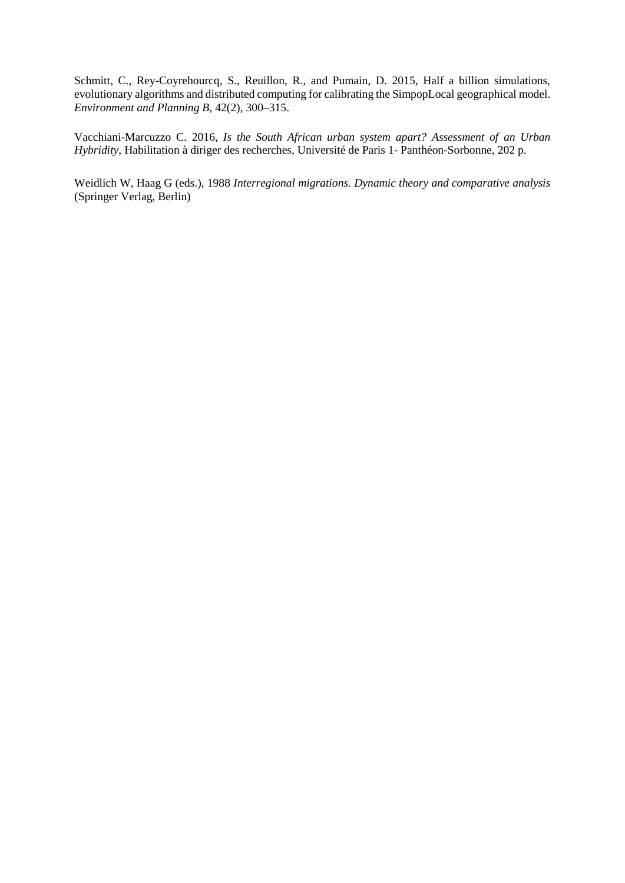Schmitt, C., Rey-Coyrehourcq, S., Reuillon, R., and Pumain, D. 2015, Half a billion simulations, evolutionary algorithms and distributed computing for calibrating the SimpopLocal geographical model. *Environment and Planning B*, 42(2), 300–315.

Vacchiani-Marcuzzo C. 2016, *Is the South African urban system apart? Assessment of an Urban Hybridity*, Habilitation à diriger des recherches, Université de Paris 1- Panthéon-Sorbonne, 202 p.

Weidlich W, Haag G (eds.), 1988 *Interregional migrations. Dynamic theory and comparative analysis* (Springer Verlag, Berlin)